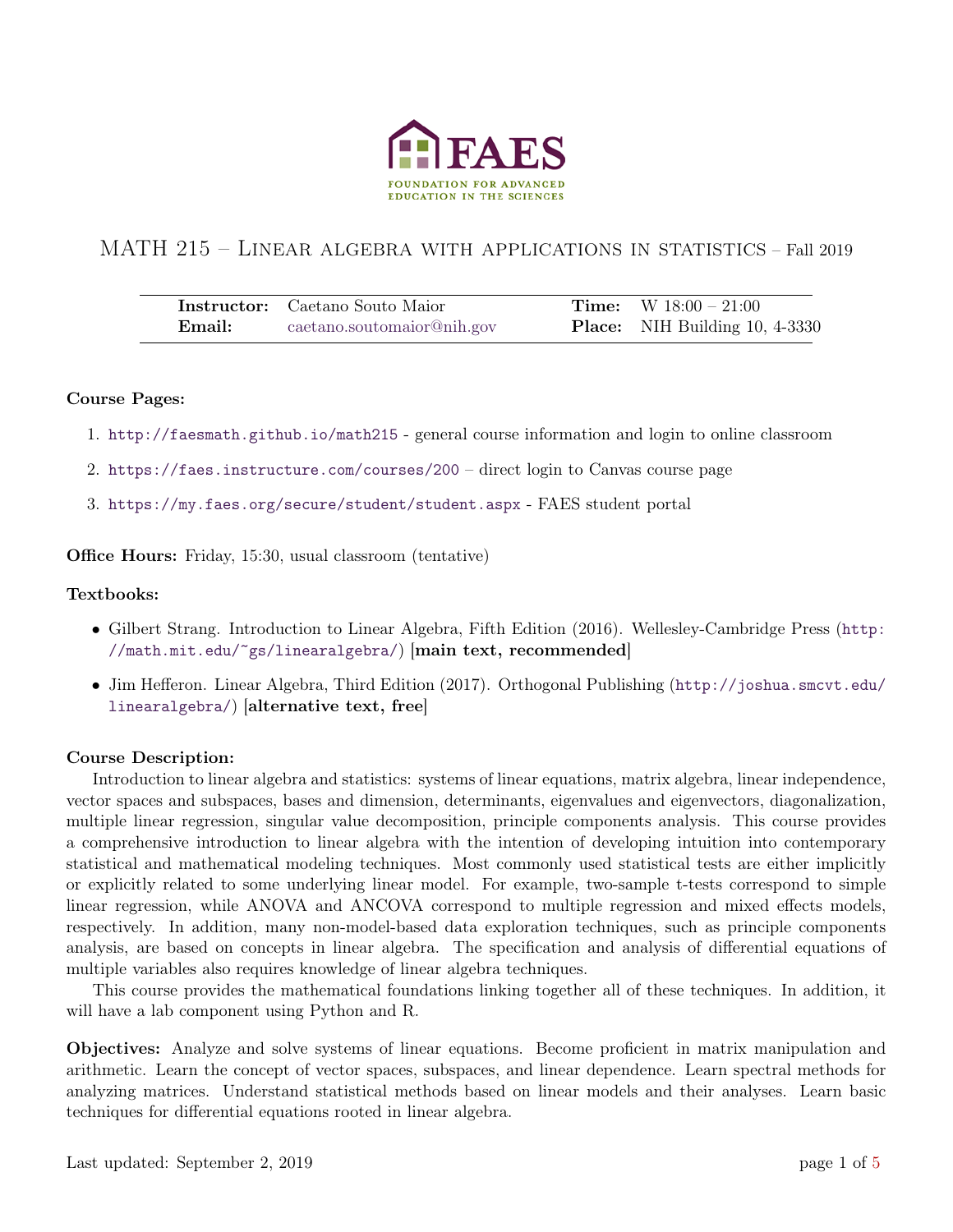FAES

FOUNDATION FOR ADVANCED EDUCATION IN THE SCIENCES

# MATH 215 – Linear algebra with applications in statistics – Fall 2019

| | | | |
|---|---|---|---|
| **Instructor:** | Caetano Souto Maior | **Time:** | W 18:00 – 21:00 |
| **Email:** | caetano.soutomaior@nih.gov | **Place:** | NIH Building 10, 4-3330 |

**Course Pages:**

1. http://faesmath.github.io/math215 - general course information and login to online classroom
2. https://faes.instructure.com/courses/200 – direct login to Canvas course page
3. https://my.faes.org/secure/student/student.aspx - FAES student portal

**Office Hours:** Friday, 15:30, usual classroom (tentative)

**Textbooks:**

- Gilbert Strang. Introduction to Linear Algebra, Fifth Edition (2016). Wellesley-Cambridge Press (http://math.mit.edu/~gs/linearalgebra/) **[main text, recommended]**
- Jim Hefferon. Linear Algebra, Third Edition (2017). Orthogonal Publishing (http://joshua.smcvt.edu/linearalgebra/) **[alternative text, free]**

**Course Description:**

Introduction to linear algebra and statistics: systems of linear equations, matrix algebra, linear independence, vector spaces and subspaces, bases and dimension, determinants, eigenvalues and eigenvectors, diagonalization, multiple linear regression, singular value decomposition, principle components analysis. This course provides a comprehensive introduction to linear algebra with the intention of developing intuition into contemporary statistical and mathematical modeling techniques. Most commonly used statistical tests are either implicitly or explicitly related to some underlying linear model. For example, two-sample t-tests correspond to simple linear regression, while ANOVA and ANCOVA correspond to multiple regression and mixed effects models, respectively. In addition, many non-model-based data exploration techniques, such as principle components analysis, are based on concepts in linear algebra. The specification and analysis of differential equations of multiple variables also requires knowledge of linear algebra techniques.

This course provides the mathematical foundations linking together all of these techniques. In addition, it will have a lab component using Python and R.

**Objectives:** Analyze and solve systems of linear equations. Become proficient in matrix manipulation and arithmetic. Learn the concept of vector spaces, subspaces, and linear dependence. Learn spectral methods for analyzing matrices. Understand statistical methods based on linear models and their analyses. Learn basic techniques for differential equations rooted in linear algebra.

Last updated: September 2, 2019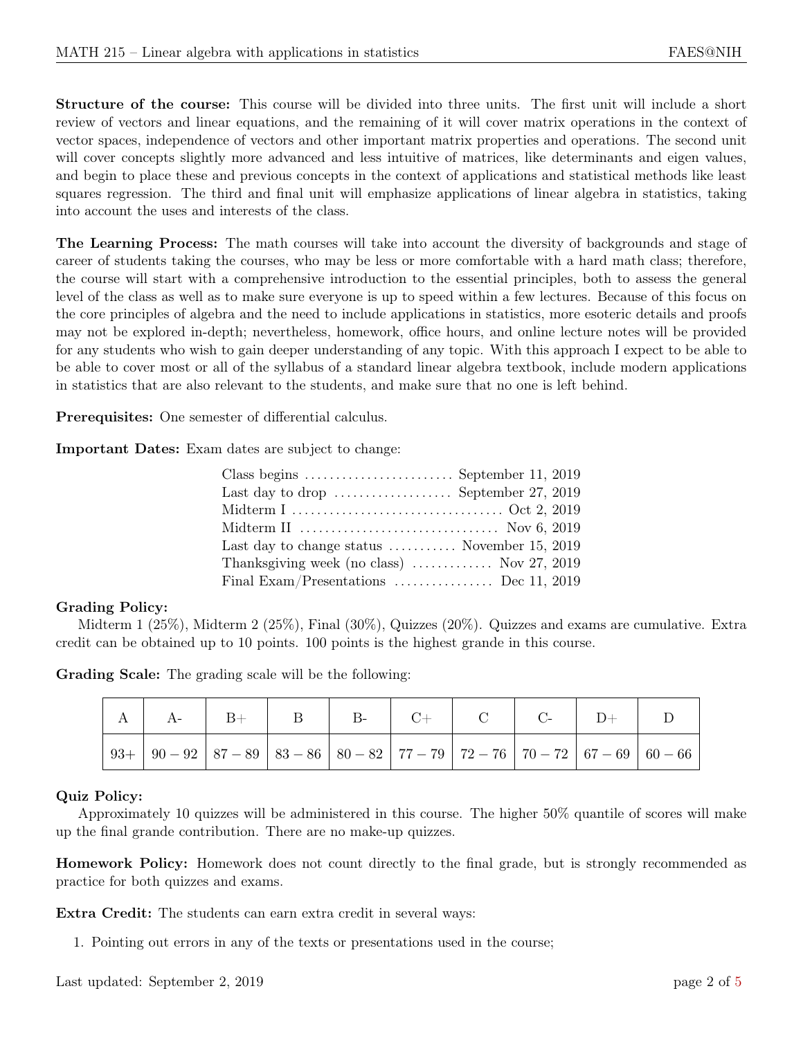**Structure of the course:** This course will be divided into three units. The first unit will include a short review of vectors and linear equations, and the remaining of it will cover matrix operations in the context of vector spaces, independence of vectors and other important matrix properties and operations. The second unit will cover concepts slightly more advanced and less intuitive of matrices, like determinants and eigen values, and begin to place these and previous concepts in the context of applications and statistical methods like least squares regression. The third and final unit will emphasize applications of linear algebra in statistics, taking into account the uses and interests of the class.

**The Learning Process:** The math courses will take into account the diversity of backgrounds and stage of career of students taking the courses, who may be less or more comfortable with a hard math class; therefore, the course will start with a comprehensive introduction to the essential principles, both to assess the general level of the class as well as to make sure everyone is up to speed within a few lectures. Because of this focus on the core principles of algebra and the need to include applications in statistics, more esoteric details and proofs may not be explored in-depth; nevertheless, homework, office hours, and online lecture notes will be provided for any students who wish to gain deeper understanding of any topic. With this approach I expect to be able to be able to cover most or all of the syllabus of a standard linear algebra textbook, include modern applications in statistics that are also relevant to the students, and make sure that no one is left behind.

**Prerequisites:** One semester of differential calculus.

**Important Dates:** Exam dates are subject to change:

- Class begins ........................ September 11, 2019
- Last day to drop ................... September 27, 2019
- Midterm I .................................. Oct 2, 2019
- Midterm II ................................ Nov 6, 2019
- Last day to change status ........... November 15, 2019
- Thanksgiving week (no class) ............ Nov 27, 2019
- Final Exam/Presentations ................ Dec 11, 2019

**Grading Policy:**

Midterm 1 (25%), Midterm 2 (25%), Final (30%), Quizzes (20%). Quizzes and exams are cumulative. Extra credit can be obtained up to 10 points. 100 points is the highest grande in this course.

**Grading Scale:** The grading scale will be the following:

| A | A- | B+ | B | B- | C+ | C | C- | D+ | D |
|---|---|---|---|---|---|---|---|---|---|
| 93+ | 90 − 92 | 87 − 89 | 83 − 86 | 80 − 82 | 77 − 79 | 72 − 76 | 70 − 72 | 67 − 69 | 60 − 66 |

**Quiz Policy:**

Approximately 10 quizzes will be administered in this course. The higher 50% quantile of scores will make up the final grande contribution. There are no make-up quizzes.

**Homework Policy:** Homework does not count directly to the final grade, but is strongly recommended as practice for both quizzes and exams.

**Extra Credit:** The students can earn extra credit in several ways:

1. Pointing out errors in any of the texts or presentations used in the course;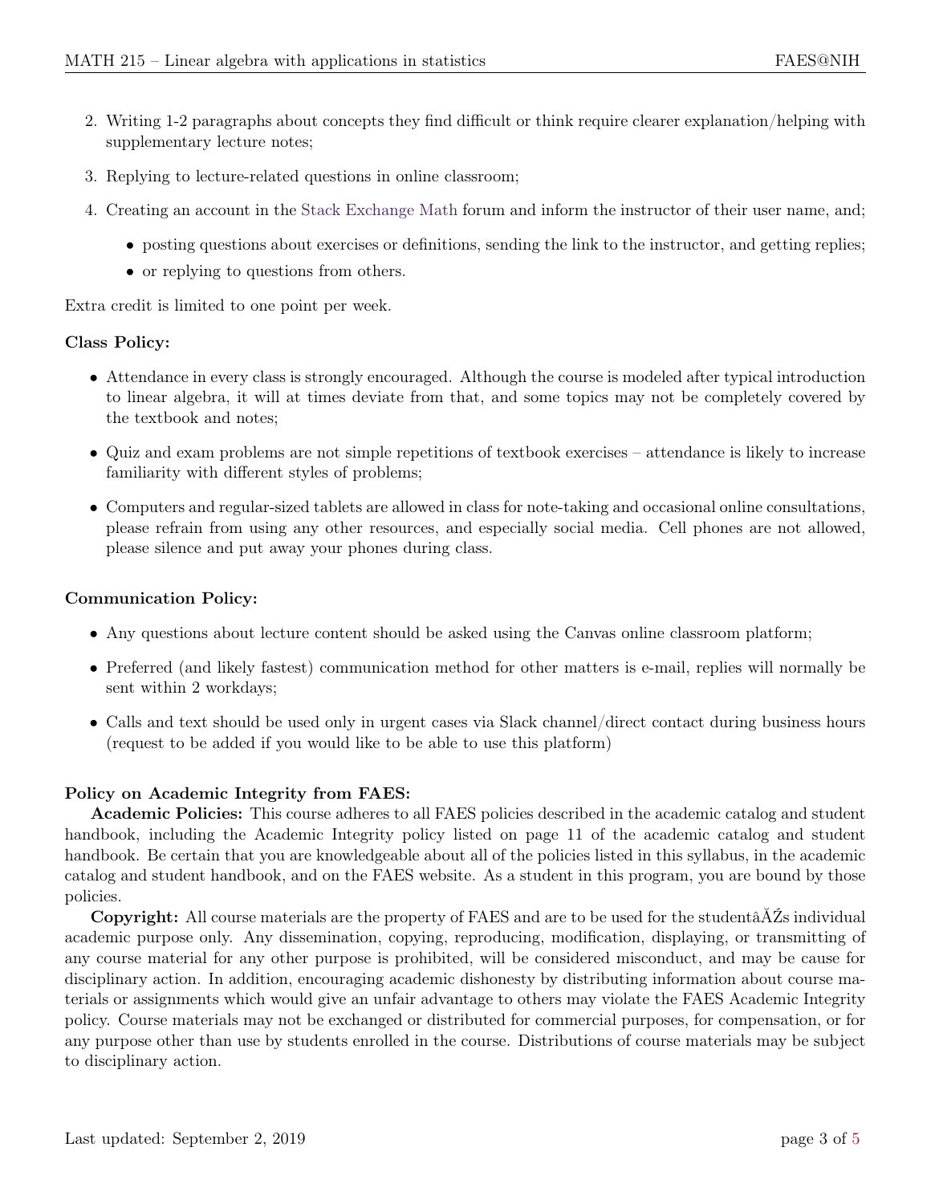2. Writing 1-2 paragraphs about concepts they find difficult or think require clearer explanation/helping with supplementary lecture notes;
3. Replying to lecture-related questions in online classroom;
4. Creating an account in the Stack Exchange Math forum and inform the instructor of their user name, and;
   - posting questions about exercises or definitions, sending the link to the instructor, and getting replies;
   - or replying to questions from others.

Extra credit is limited to one point per week.

**Class Policy:**

- Attendance in every class is strongly encouraged. Although the course is modeled after typical introduction to linear algebra, it will at times deviate from that, and some topics may not be completely covered by the textbook and notes;
- Quiz and exam problems are not simple repetitions of textbook exercises – attendance is likely to increase familiarity with different styles of problems;
- Computers and regular-sized tablets are allowed in class for note-taking and occasional online consultations, please refrain from using any other resources, and especially social media. Cell phones are not allowed, please silence and put away your phones during class.

**Communication Policy:**

- Any questions about lecture content should be asked using the Canvas online classroom platform;
- Preferred (and likely fastest) communication method for other matters is e-mail, replies will normally be sent within 2 workdays;
- Calls and text should be used only in urgent cases via Slack channel/direct contact during business hours (request to be added if you would like to be able to use this platform)

**Policy on Academic Integrity from FAES:**

**Academic Policies:** This course adheres to all FAES policies described in the academic catalog and student handbook, including the Academic Integrity policy listed on page 11 of the academic catalog and student handbook. Be certain that you are knowledgeable about all of the policies listed in this syllabus, in the academic catalog and student handbook, and on the FAES website. As a student in this program, you are bound by those policies.

**Copyright:** All course materials are the property of FAES and are to be used for the studentâĂŹs individual academic purpose only. Any dissemination, copying, reproducing, modification, displaying, or transmitting of any course material for any other purpose is prohibited, will be considered misconduct, and may be cause for disciplinary action. In addition, encouraging academic dishonesty by distributing information about course materials or assignments which would give an unfair advantage to others may violate the FAES Academic Integrity policy. Course materials may not be exchanged or distributed for commercial purposes, for compensation, or for any purpose other than use by students enrolled in the course. Distributions of course materials may be subject to disciplinary action.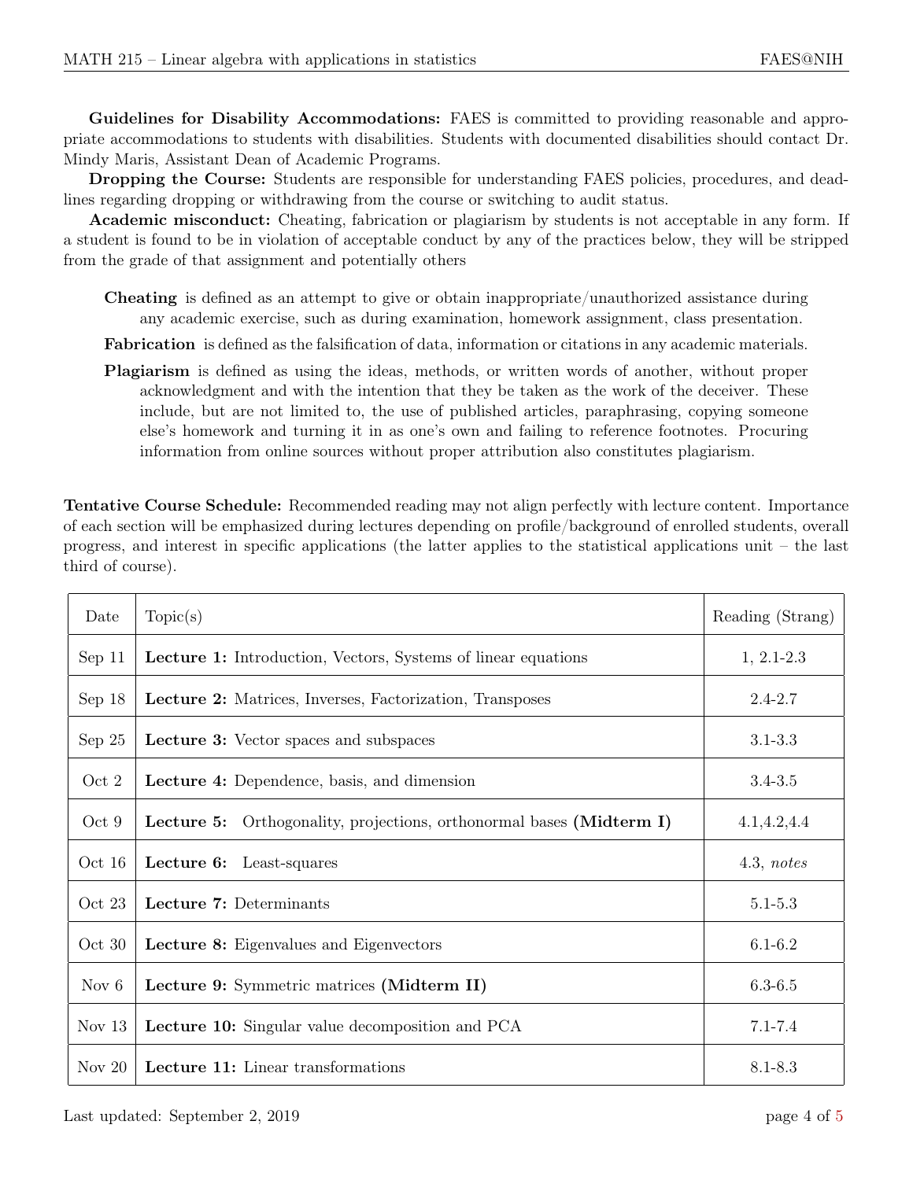**Guidelines for Disability Accommodations:** FAES is committed to providing reasonable and appropriate accommodations to students with disabilities. Students with documented disabilities should contact Dr. Mindy Maris, Assistant Dean of Academic Programs.

**Dropping the Course:** Students are responsible for understanding FAES policies, procedures, and deadlines regarding dropping or withdrawing from the course or switching to audit status.

**Academic misconduct:** Cheating, fabrication or plagiarism by students is not acceptable in any form. If a student is found to be in violation of acceptable conduct by any of the practices below, they will be stripped from the grade of that assignment and potentially others

**Cheating** is defined as an attempt to give or obtain inappropriate/unauthorized assistance during any academic exercise, such as during examination, homework assignment, class presentation.

**Fabrication** is defined as the falsification of data, information or citations in any academic materials.

**Plagiarism** is defined as using the ideas, methods, or written words of another, without proper acknowledgment and with the intention that they be taken as the work of the deceiver. These include, but are not limited to, the use of published articles, paraphrasing, copying someone else's homework and turning it in as one's own and failing to reference footnotes. Procuring information from online sources without proper attribution also constitutes plagiarism.

**Tentative Course Schedule:** Recommended reading may not align perfectly with lecture content. Importance of each section will be emphasized during lectures depending on profile/background of enrolled students, overall progress, and interest in specific applications (the latter applies to the statistical applications unit – the last third of course).

| Date | Topic(s) | Reading (Strang) |
|---|---|---|
| Sep 11 | **Lecture 1:** Introduction, Vectors, Systems of linear equations | 1, 2.1-2.3 |
| Sep 18 | **Lecture 2:** Matrices, Inverses, Factorization, Transposes | 2.4-2.7 |
| Sep 25 | **Lecture 3:** Vector spaces and subspaces | 3.1-3.3 |
| Oct 2 | **Lecture 4:** Dependence, basis, and dimension | 3.4-3.5 |
| Oct 9 | **Lecture 5:** Orthogonality, projections, orthonormal bases **(Midterm I)** | 4.1,4.2,4.4 |
| Oct 16 | **Lecture 6:** Least-squares | 4.3, *notes* |
| Oct 23 | **Lecture 7:** Determinants | 5.1-5.3 |
| Oct 30 | **Lecture 8:** Eigenvalues and Eigenvectors | 6.1-6.2 |
| Nov 6 | **Lecture 9:** Symmetric matrices **(Midterm II)** | 6.3-6.5 |
| Nov 13 | **Lecture 10:** Singular value decomposition and PCA | 7.1-7.4 |
| Nov 20 | **Lecture 11:** Linear transformations | 8.1-8.3 |

Last updated: September 2, 2019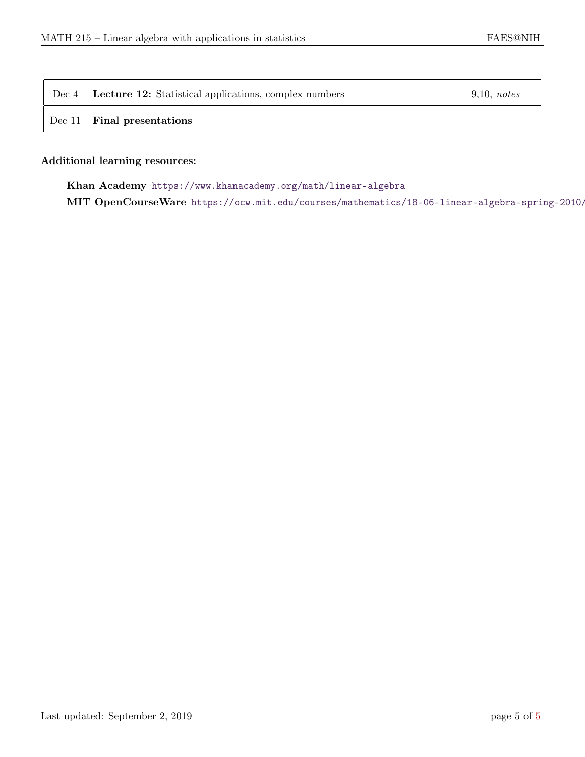| | | |
|---|---|---|
| Dec 4 | **Lecture 12:** Statistical applications, complex numbers | 9,10, *notes* |
| Dec 11 | **Final presentations** | |

**Additional learning resources:**

**Khan Academy** https://www.khanacademy.org/math/linear-algebra

**MIT OpenCourseWare** https://ocw.mit.edu/courses/mathematics/18-06-linear-algebra-spring-2010/